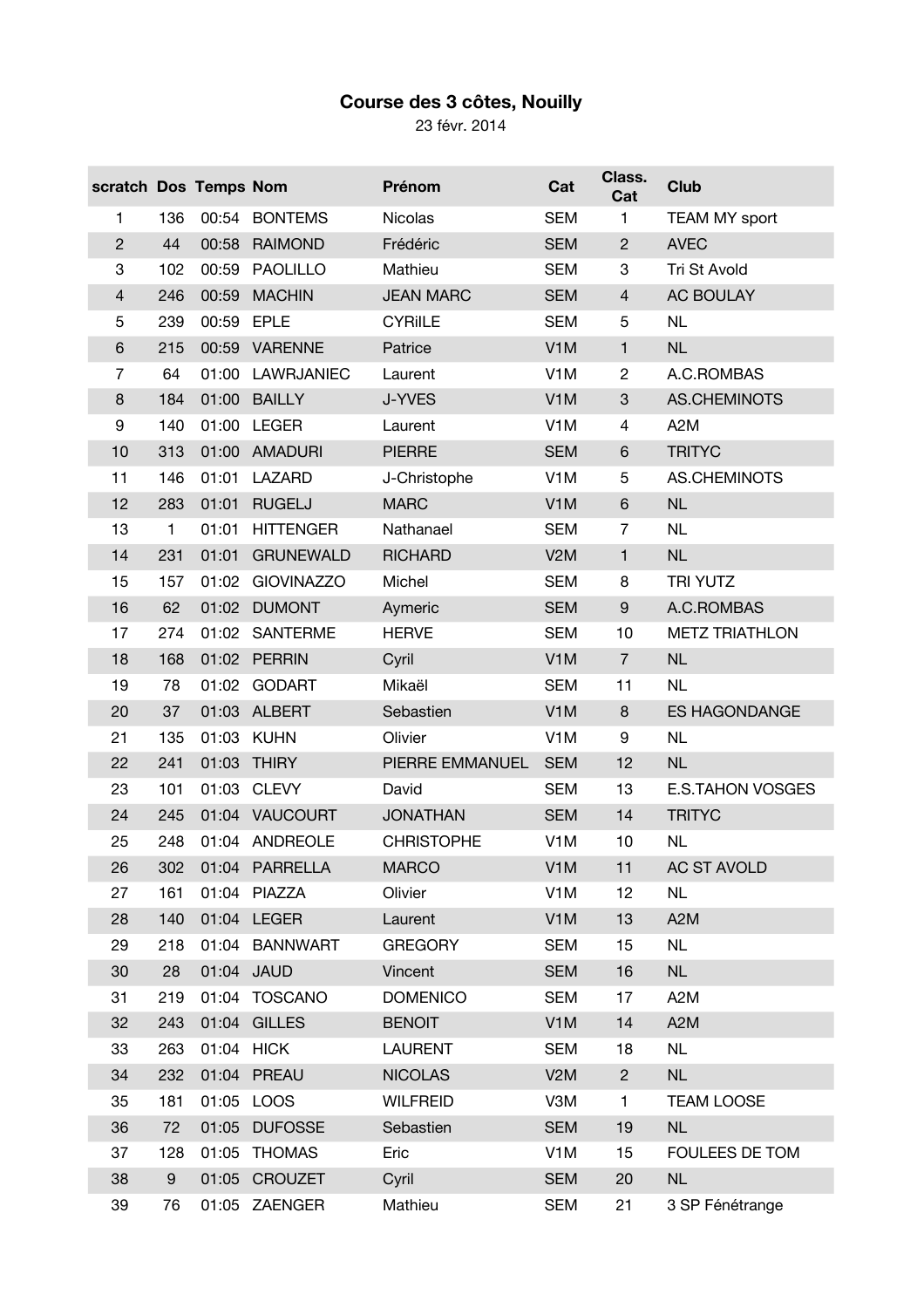# Course des 3 côtes, Nouilly

23 févr. 2014

| scratch | Dos | Temps | Nom | Prénom | Cat | Class. Cat | Club |
|---|---|---|---|---|---|---|---|
| 1 | 136 | 00:54 | BONTEMS | Nicolas | SEM | 1 | TEAM MY sport |
| 2 | 44 | 00:58 | RAIMOND | Frédéric | SEM | 2 | AVEC |
| 3 | 102 | 00:59 | PAOLILLO | Mathieu | SEM | 3 | Tri St Avold |
| 4 | 246 | 00:59 | MACHIN | JEAN MARC | SEM | 4 | AC BOULAY |
| 5 | 239 | 00:59 | EPLE | CYRIlLE | SEM | 5 | NL |
| 6 | 215 | 00:59 | VARENNE | Patrice | V1M | 1 | NL |
| 7 | 64 | 01:00 | LAWRJANIEC | Laurent | V1M | 2 | A.C.ROMBAS |
| 8 | 184 | 01:00 | BAILLY | J-YVES | V1M | 3 | AS.CHEMINOTS |
| 9 | 140 | 01:00 | LEGER | Laurent | V1M | 4 | A2M |
| 10 | 313 | 01:00 | AMADURI | PIERRE | SEM | 6 | TRITYC |
| 11 | 146 | 01:01 | LAZARD | J-Christophe | V1M | 5 | AS.CHEMINOTS |
| 12 | 283 | 01:01 | RUGELJ | MARC | V1M | 6 | NL |
| 13 | 1 | 01:01 | HITTENGER | Nathanael | SEM | 7 | NL |
| 14 | 231 | 01:01 | GRUNEWALD | RICHARD | V2M | 1 | NL |
| 15 | 157 | 01:02 | GIOVINAZZO | Michel | SEM | 8 | TRI YUTZ |
| 16 | 62 | 01:02 | DUMONT | Aymeric | SEM | 9 | A.C.ROMBAS |
| 17 | 274 | 01:02 | SANTERME | HERVE | SEM | 10 | METZ TRIATHLON |
| 18 | 168 | 01:02 | PERRIN | Cyril | V1M | 7 | NL |
| 19 | 78 | 01:02 | GODART | Mikaël | SEM | 11 | NL |
| 20 | 37 | 01:03 | ALBERT | Sebastien | V1M | 8 | ES HAGONDANGE |
| 21 | 135 | 01:03 | KUHN | Olivier | V1M | 9 | NL |
| 22 | 241 | 01:03 | THIRY | PIERRE EMMANUEL | SEM | 12 | NL |
| 23 | 101 | 01:03 | CLEVY | David | SEM | 13 | E.S.TAHON VOSGES |
| 24 | 245 | 01:04 | VAUCOURT | JONATHAN | SEM | 14 | TRITYC |
| 25 | 248 | 01:04 | ANDREOLE | CHRISTOPHE | V1M | 10 | NL |
| 26 | 302 | 01:04 | PARRELLA | MARCO | V1M | 11 | AC ST AVOLD |
| 27 | 161 | 01:04 | PIAZZA | Olivier | V1M | 12 | NL |
| 28 | 140 | 01:04 | LEGER | Laurent | V1M | 13 | A2M |
| 29 | 218 | 01:04 | BANNWART | GREGORY | SEM | 15 | NL |
| 30 | 28 | 01:04 | JAUD | Vincent | SEM | 16 | NL |
| 31 | 219 | 01:04 | TOSCANO | DOMENICO | SEM | 17 | A2M |
| 32 | 243 | 01:04 | GILLES | BENOIT | V1M | 14 | A2M |
| 33 | 263 | 01:04 | HICK | LAURENT | SEM | 18 | NL |
| 34 | 232 | 01:04 | PREAU | NICOLAS | V2M | 2 | NL |
| 35 | 181 | 01:05 | LOOS | WILFREID | V3M | 1 | TEAM LOOSE |
| 36 | 72 | 01:05 | DUFOSSE | Sebastien | SEM | 19 | NL |
| 37 | 128 | 01:05 | THOMAS | Eric | V1M | 15 | FOULEES DE TOM |
| 38 | 9 | 01:05 | CROUZET | Cyril | SEM | 20 | NL |
| 39 | 76 | 01:05 | ZAENGER | Mathieu | SEM | 21 | 3 SP Fénétrange |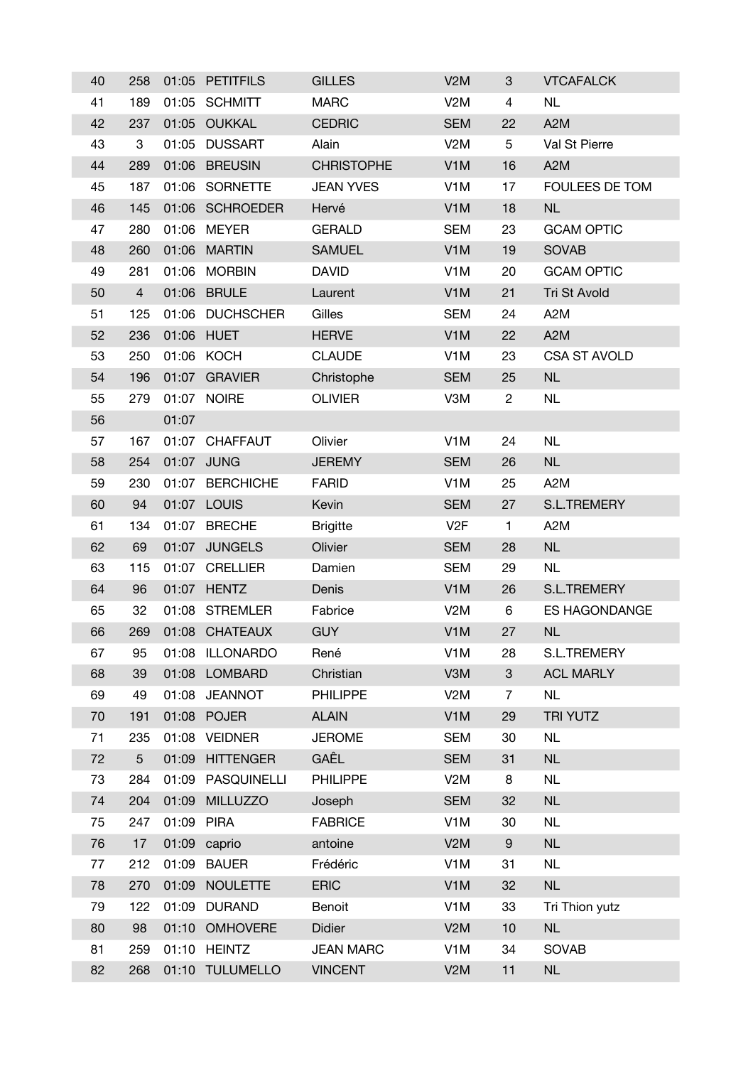| | | | | | | | |
|---|---|---|---|---|---|---|---|
| 40 | 258 | 01:05 | PETITFILS | GILLES | V2M | 3 | VTCAFALCK |
| 41 | 189 | 01:05 | SCHMITT | MARC | V2M | 4 | NL |
| 42 | 237 | 01:05 | OUKKAL | CEDRIC | SEM | 22 | A2M |
| 43 | 3 | 01:05 | DUSSART | Alain | V2M | 5 | Val St Pierre |
| 44 | 289 | 01:06 | BREUSIN | CHRISTOPHE | V1M | 16 | A2M |
| 45 | 187 | 01:06 | SORNETTE | JEAN YVES | V1M | 17 | FOULEES DE TOM |
| 46 | 145 | 01:06 | SCHROEDER | Hervé | V1M | 18 | NL |
| 47 | 280 | 01:06 | MEYER | GERALD | SEM | 23 | GCAM OPTIC |
| 48 | 260 | 01:06 | MARTIN | SAMUEL | V1M | 19 | SOVAB |
| 49 | 281 | 01:06 | MORBIN | DAVID | V1M | 20 | GCAM OPTIC |
| 50 | 4 | 01:06 | BRULE | Laurent | V1M | 21 | Tri St Avold |
| 51 | 125 | 01:06 | DUCHSCHER | Gilles | SEM | 24 | A2M |
| 52 | 236 | 01:06 | HUET | HERVE | V1M | 22 | A2M |
| 53 | 250 | 01:06 | KOCH | CLAUDE | V1M | 23 | CSA ST AVOLD |
| 54 | 196 | 01:07 | GRAVIER | Christophe | SEM | 25 | NL |
| 55 | 279 | 01:07 | NOIRE | OLIVIER | V3M | 2 | NL |
| 56 | | 01:07 | | | | | |
| 57 | 167 | 01:07 | CHAFFAUT | Olivier | V1M | 24 | NL |
| 58 | 254 | 01:07 | JUNG | JEREMY | SEM | 26 | NL |
| 59 | 230 | 01:07 | BERCHICHE | FARID | V1M | 25 | A2M |
| 60 | 94 | 01:07 | LOUIS | Kevin | SEM | 27 | S.L.TREMERY |
| 61 | 134 | 01:07 | BRECHE | Brigitte | V2F | 1 | A2M |
| 62 | 69 | 01:07 | JUNGELS | Olivier | SEM | 28 | NL |
| 63 | 115 | 01:07 | CRELLIER | Damien | SEM | 29 | NL |
| 64 | 96 | 01:07 | HENTZ | Denis | V1M | 26 | S.L.TREMERY |
| 65 | 32 | 01:08 | STREMLER | Fabrice | V2M | 6 | ES HAGONDANGE |
| 66 | 269 | 01:08 | CHATEAUX | GUY | V1M | 27 | NL |
| 67 | 95 | 01:08 | ILLONARDO | René | V1M | 28 | S.L.TREMERY |
| 68 | 39 | 01:08 | LOMBARD | Christian | V3M | 3 | ACL MARLY |
| 69 | 49 | 01:08 | JEANNOT | PHILIPPE | V2M | 7 | NL |
| 70 | 191 | 01:08 | POJER | ALAIN | V1M | 29 | TRI YUTZ |
| 71 | 235 | 01:08 | VEIDNER | JEROME | SEM | 30 | NL |
| 72 | 5 | 01:09 | HITTENGER | GAÊL | SEM | 31 | NL |
| 73 | 284 | 01:09 | PASQUINELLI | PHILIPPE | V2M | 8 | NL |
| 74 | 204 | 01:09 | MILLUZZO | Joseph | SEM | 32 | NL |
| 75 | 247 | 01:09 | PIRA | FABRICE | V1M | 30 | NL |
| 76 | 17 | 01:09 | caprio | antoine | V2M | 9 | NL |
| 77 | 212 | 01:09 | BAUER | Frédéric | V1M | 31 | NL |
| 78 | 270 | 01:09 | NOULETTE | ERIC | V1M | 32 | NL |
| 79 | 122 | 01:09 | DURAND | Benoit | V1M | 33 | Tri Thion yutz |
| 80 | 98 | 01:10 | OMHOVERE | Didier | V2M | 10 | NL |
| 81 | 259 | 01:10 | HEINTZ | JEAN MARC | V1M | 34 | SOVAB |
| 82 | 268 | 01:10 | TULUMELLO | VINCENT | V2M | 11 | NL |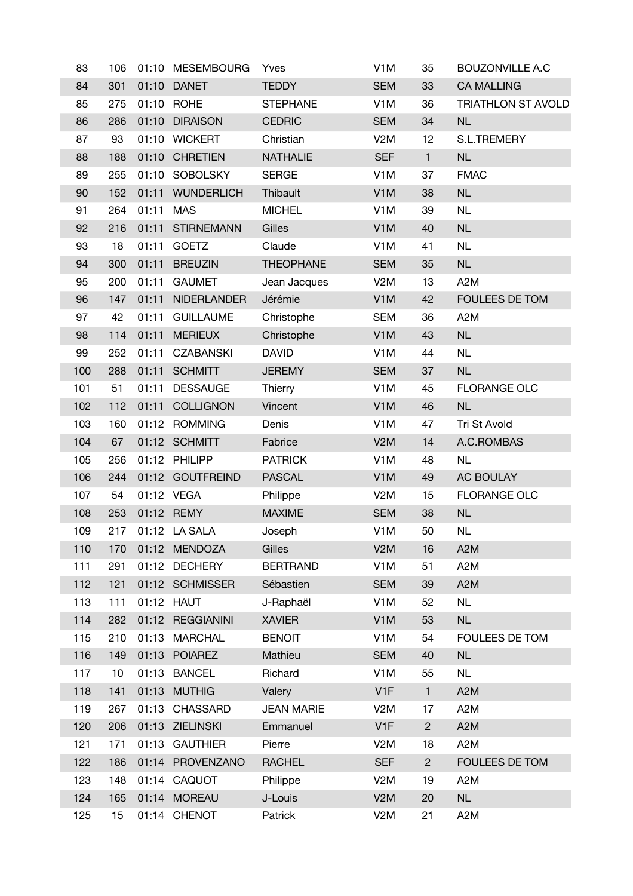| | | | | | | | |
|---|---|---|---|---|---|---|---|
| 83 | 106 | 01:10 | MESEMBOURG | Yves | V1M | 35 | BOUZONVILLE A.C |
| 84 | 301 | 01:10 | DANET | TEDDY | SEM | 33 | CA MALLING |
| 85 | 275 | 01:10 | ROHE | STEPHANE | V1M | 36 | TRIATHLON ST AVOLD |
| 86 | 286 | 01:10 | DIRAISON | CEDRIC | SEM | 34 | NL |
| 87 | 93 | 01:10 | WICKERT | Christian | V2M | 12 | S.L.TREMERY |
| 88 | 188 | 01:10 | CHRETIEN | NATHALIE | SEF | 1 | NL |
| 89 | 255 | 01:10 | SOBOLSKY | SERGE | V1M | 37 | FMAC |
| 90 | 152 | 01:11 | WUNDERLICH | Thibault | V1M | 38 | NL |
| 91 | 264 | 01:11 | MAS | MICHEL | V1M | 39 | NL |
| 92 | 216 | 01:11 | STIRNEMANN | Gilles | V1M | 40 | NL |
| 93 | 18 | 01:11 | GOETZ | Claude | V1M | 41 | NL |
| 94 | 300 | 01:11 | BREUZIN | THEOPHANE | SEM | 35 | NL |
| 95 | 200 | 01:11 | GAUMET | Jean Jacques | V2M | 13 | A2M |
| 96 | 147 | 01:11 | NIDERLANDER | Jérémie | V1M | 42 | FOULEES DE TOM |
| 97 | 42 | 01:11 | GUILLAUME | Christophe | SEM | 36 | A2M |
| 98 | 114 | 01:11 | MERIEUX | Christophe | V1M | 43 | NL |
| 99 | 252 | 01:11 | CZABANSKI | DAVID | V1M | 44 | NL |
| 100 | 288 | 01:11 | SCHMITT | JEREMY | SEM | 37 | NL |
| 101 | 51 | 01:11 | DESSAUGE | Thierry | V1M | 45 | FLORANGE OLC |
| 102 | 112 | 01:11 | COLLIGNON | Vincent | V1M | 46 | NL |
| 103 | 160 | 01:12 | ROMMING | Denis | V1M | 47 | Tri St Avold |
| 104 | 67 | 01:12 | SCHMITT | Fabrice | V2M | 14 | A.C.ROMBAS |
| 105 | 256 | 01:12 | PHILIPP | PATRICK | V1M | 48 | NL |
| 106 | 244 | 01:12 | GOUTFREIND | PASCAL | V1M | 49 | AC BOULAY |
| 107 | 54 | 01:12 | VEGA | Philippe | V2M | 15 | FLORANGE OLC |
| 108 | 253 | 01:12 | REMY | MAXIME | SEM | 38 | NL |
| 109 | 217 | 01:12 | LA SALA | Joseph | V1M | 50 | NL |
| 110 | 170 | 01:12 | MENDOZA | Gilles | V2M | 16 | A2M |
| 111 | 291 | 01:12 | DECHERY | BERTRAND | V1M | 51 | A2M |
| 112 | 121 | 01:12 | SCHMISSER | Sébastien | SEM | 39 | A2M |
| 113 | 111 | 01:12 | HAUT | J-Raphaël | V1M | 52 | NL |
| 114 | 282 | 01:12 | REGGIANINI | XAVIER | V1M | 53 | NL |
| 115 | 210 | 01:13 | MARCHAL | BENOIT | V1M | 54 | FOULEES DE TOM |
| 116 | 149 | 01:13 | POIAREZ | Mathieu | SEM | 40 | NL |
| 117 | 10 | 01:13 | BANCEL | Richard | V1M | 55 | NL |
| 118 | 141 | 01:13 | MUTHIG | Valery | V1F | 1 | A2M |
| 119 | 267 | 01:13 | CHASSARD | JEAN MARIE | V2M | 17 | A2M |
| 120 | 206 | 01:13 | ZIELINSKI | Emmanuel | V1F | 2 | A2M |
| 121 | 171 | 01:13 | GAUTHIER | Pierre | V2M | 18 | A2M |
| 122 | 186 | 01:14 | PROVENZANO | RACHEL | SEF | 2 | FOULEES DE TOM |
| 123 | 148 | 01:14 | CAQUOT | Philippe | V2M | 19 | A2M |
| 124 | 165 | 01:14 | MOREAU | J-Louis | V2M | 20 | NL |
| 125 | 15 | 01:14 | CHENOT | Patrick | V2M | 21 | A2M |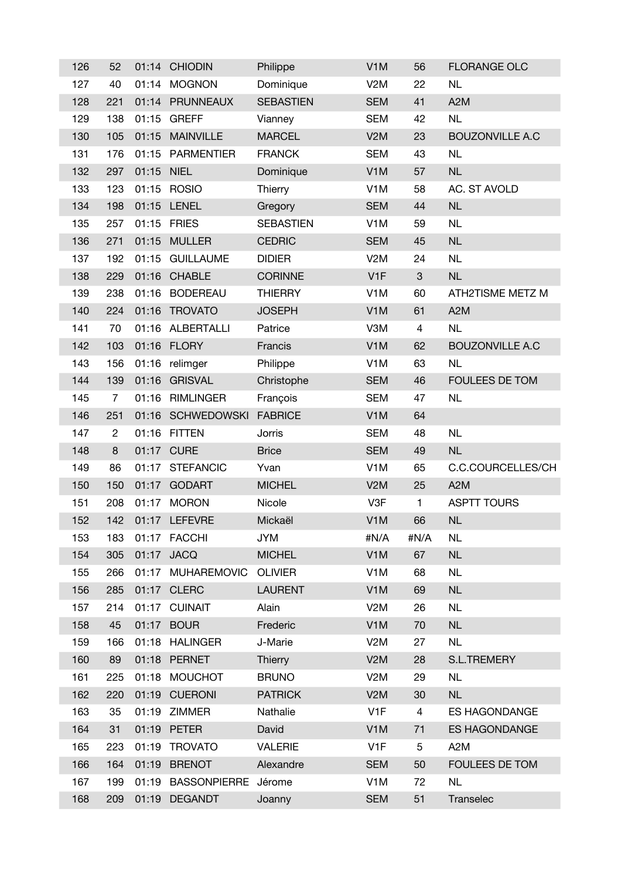| | | | | | | | |
|---|---|---|---|---|---|---|---|
| 126 | 52 | 01:14 | CHIODIN | Philippe | V1M | 56 | FLORANGE OLC |
| 127 | 40 | 01:14 | MOGNON | Dominique | V2M | 22 | NL |
| 128 | 221 | 01:14 | PRUNNEAUX | SEBASTIEN | SEM | 41 | A2M |
| 129 | 138 | 01:15 | GREFF | Vianney | SEM | 42 | NL |
| 130 | 105 | 01:15 | MAINVILLE | MARCEL | V2M | 23 | BOUZONVILLE A.C |
| 131 | 176 | 01:15 | PARMENTIER | FRANCK | SEM | 43 | NL |
| 132 | 297 | 01:15 | NIEL | Dominique | V1M | 57 | NL |
| 133 | 123 | 01:15 | ROSIO | Thierry | V1M | 58 | AC. ST AVOLD |
| 134 | 198 | 01:15 | LENEL | Gregory | SEM | 44 | NL |
| 135 | 257 | 01:15 | FRIES | SEBASTIEN | V1M | 59 | NL |
| 136 | 271 | 01:15 | MULLER | CEDRIC | SEM | 45 | NL |
| 137 | 192 | 01:15 | GUILLAUME | DIDIER | V2M | 24 | NL |
| 138 | 229 | 01:16 | CHABLE | CORINNE | V1F | 3 | NL |
| 139 | 238 | 01:16 | BODEREAU | THIERRY | V1M | 60 | ATH2TISME METZ M |
| 140 | 224 | 01:16 | TROVATO | JOSEPH | V1M | 61 | A2M |
| 141 | 70 | 01:16 | ALBERTALLI | Patrice | V3M | 4 | NL |
| 142 | 103 | 01:16 | FLORY | Francis | V1M | 62 | BOUZONVILLE A.C |
| 143 | 156 | 01:16 | relimger | Philippe | V1M | 63 | NL |
| 144 | 139 | 01:16 | GRISVAL | Christophe | SEM | 46 | FOULEES DE TOM |
| 145 | 7 | 01:16 | RIMLINGER | François | SEM | 47 | NL |
| 146 | 251 | 01:16 | SCHWEDOWSKI | FABRICE | V1M | 64 | |
| 147 | 2 | 01:16 | FITTEN | Jorris | SEM | 48 | NL |
| 148 | 8 | 01:17 | CURE | Brice | SEM | 49 | NL |
| 149 | 86 | 01:17 | STEFANCIC | Yvan | V1M | 65 | C.C.COURCELLES/CH |
| 150 | 150 | 01:17 | GODART | MICHEL | V2M | 25 | A2M |
| 151 | 208 | 01:17 | MORON | Nicole | V3F | 1 | ASPTT TOURS |
| 152 | 142 | 01:17 | LEFEVRE | Mickaël | V1M | 66 | NL |
| 153 | 183 | 01:17 | FACCHI | JYM | #N/A | #N/A | NL |
| 154 | 305 | 01:17 | JACQ | MICHEL | V1M | 67 | NL |
| 155 | 266 | 01:17 | MUHAREMOVIC | OLIVIER | V1M | 68 | NL |
| 156 | 285 | 01:17 | CLERC | LAURENT | V1M | 69 | NL |
| 157 | 214 | 01:17 | CUINAIT | Alain | V2M | 26 | NL |
| 158 | 45 | 01:17 | BOUR | Frederic | V1M | 70 | NL |
| 159 | 166 | 01:18 | HALINGER | J-Marie | V2M | 27 | NL |
| 160 | 89 | 01:18 | PERNET | Thierry | V2M | 28 | S.L.TREMERY |
| 161 | 225 | 01:18 | MOUCHOT | BRUNO | V2M | 29 | NL |
| 162 | 220 | 01:19 | CUERONI | PATRICK | V2M | 30 | NL |
| 163 | 35 | 01:19 | ZIMMER | Nathalie | V1F | 4 | ES HAGONDANGE |
| 164 | 31 | 01:19 | PETER | David | V1M | 71 | ES HAGONDANGE |
| 165 | 223 | 01:19 | TROVATO | VALERIE | V1F | 5 | A2M |
| 166 | 164 | 01:19 | BRENOT | Alexandre | SEM | 50 | FOULEES DE TOM |
| 167 | 199 | 01:19 | BASSONPIERRE | Jérome | V1M | 72 | NL |
| 168 | 209 | 01:19 | DEGANDT | Joanny | SEM | 51 | Transelec |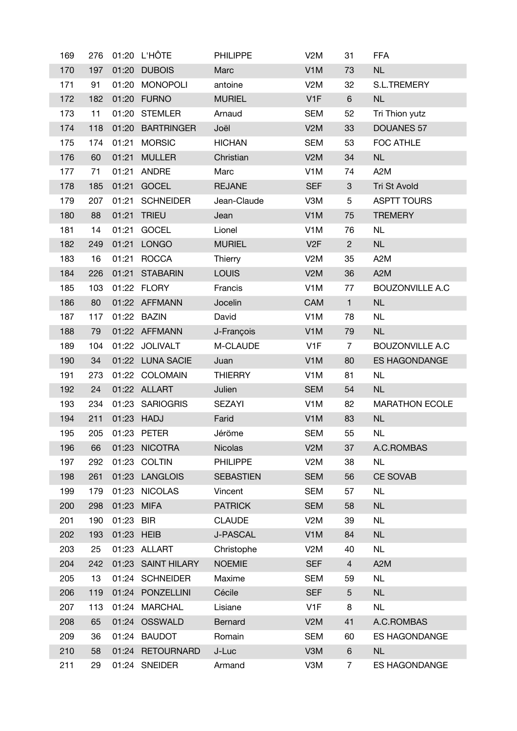| | | | | | | | |
|---|---|---|---|---|---|---|---|
| 169 | 276 | 01:20 | L'HÔTE | PHILIPPE | V2M | 31 | FFA |
| 170 | 197 | 01:20 | DUBOIS | Marc | V1M | 73 | NL |
| 171 | 91 | 01:20 | MONOPOLI | antoine | V2M | 32 | S.L.TREMERY |
| 172 | 182 | 01:20 | FURNO | MURIEL | V1F | 6 | NL |
| 173 | 11 | 01:20 | STEMLER | Arnaud | SEM | 52 | Tri Thion yutz |
| 174 | 118 | 01:20 | BARTRINGER | Joël | V2M | 33 | DOUANES 57 |
| 175 | 174 | 01:21 | MORSIC | HICHAN | SEM | 53 | FOC ATHLE |
| 176 | 60 | 01:21 | MULLER | Christian | V2M | 34 | NL |
| 177 | 71 | 01:21 | ANDRE | Marc | V1M | 74 | A2M |
| 178 | 185 | 01:21 | GOCEL | REJANE | SEF | 3 | Tri St Avold |
| 179 | 207 | 01:21 | SCHNEIDER | Jean-Claude | V3M | 5 | ASPTT TOURS |
| 180 | 88 | 01:21 | TRIEU | Jean | V1M | 75 | TREMERY |
| 181 | 14 | 01:21 | GOCEL | Lionel | V1M | 76 | NL |
| 182 | 249 | 01:21 | LONGO | MURIEL | V2F | 2 | NL |
| 183 | 16 | 01:21 | ROCCA | Thierry | V2M | 35 | A2M |
| 184 | 226 | 01:21 | STABARIN | LOUIS | V2M | 36 | A2M |
| 185 | 103 | 01:22 | FLORY | Francis | V1M | 77 | BOUZONVILLE A.C |
| 186 | 80 | 01:22 | AFFMANN | Jocelin | CAM | 1 | NL |
| 187 | 117 | 01:22 | BAZIN | David | V1M | 78 | NL |
| 188 | 79 | 01:22 | AFFMANN | J-François | V1M | 79 | NL |
| 189 | 104 | 01:22 | JOLIVALT | M-CLAUDE | V1F | 7 | BOUZONVILLE A.C |
| 190 | 34 | 01:22 | LUNA SACIE | Juan | V1M | 80 | ES HAGONDANGE |
| 191 | 273 | 01:22 | COLOMAIN | THIERRY | V1M | 81 | NL |
| 192 | 24 | 01:22 | ALLART | Julien | SEM | 54 | NL |
| 193 | 234 | 01:23 | SARIOGRIS | SEZAYI | V1M | 82 | MARATHON ECOLE |
| 194 | 211 | 01:23 | HADJ | Farid | V1M | 83 | NL |
| 195 | 205 | 01:23 | PETER | Jéröme | SEM | 55 | NL |
| 196 | 66 | 01:23 | NICOTRA | Nicolas | V2M | 37 | A.C.ROMBAS |
| 197 | 292 | 01:23 | COLTIN | PHILIPPE | V2M | 38 | NL |
| 198 | 261 | 01:23 | LANGLOIS | SEBASTIEN | SEM | 56 | CE SOVAB |
| 199 | 179 | 01:23 | NICOLAS | Vincent | SEM | 57 | NL |
| 200 | 298 | 01:23 | MIFA | PATRICK | SEM | 58 | NL |
| 201 | 190 | 01:23 | BIR | CLAUDE | V2M | 39 | NL |
| 202 | 193 | 01:23 | HEIB | J-PASCAL | V1M | 84 | NL |
| 203 | 25 | 01:23 | ALLART | Christophe | V2M | 40 | NL |
| 204 | 242 | 01:23 | SAINT HILARY | NOEMIE | SEF | 4 | A2M |
| 205 | 13 | 01:24 | SCHNEIDER | Maxime | SEM | 59 | NL |
| 206 | 119 | 01:24 | PONZELLINI | Cécile | SEF | 5 | NL |
| 207 | 113 | 01:24 | MARCHAL | Lisiane | V1F | 8 | NL |
| 208 | 65 | 01:24 | OSSWALD | Bernard | V2M | 41 | A.C.ROMBAS |
| 209 | 36 | 01:24 | BAUDOT | Romain | SEM | 60 | ES HAGONDANGE |
| 210 | 58 | 01:24 | RETOURNARD | J-Luc | V3M | 6 | NL |
| 211 | 29 | 01:24 | SNEIDER | Armand | V3M | 7 | ES HAGONDANGE |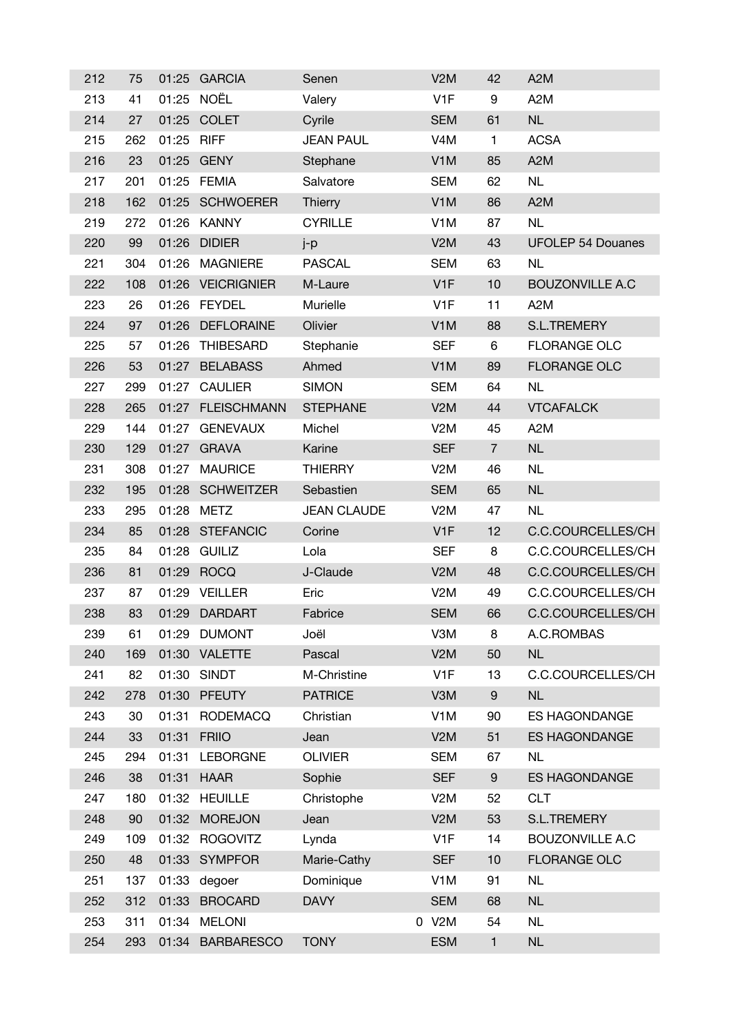| | | | | | | | |
|---|---|---|---|---|---|---|---|
| 212 | 75 | 01:25 | GARCIA | Senen | V2M | 42 | A2M |
| 213 | 41 | 01:25 | NOËL | Valery | V1F | 9 | A2M |
| 214 | 27 | 01:25 | COLET | Cyrile | SEM | 61 | NL |
| 215 | 262 | 01:25 | RIFF | JEAN PAUL | V4M | 1 | ACSA |
| 216 | 23 | 01:25 | GENY | Stephane | V1M | 85 | A2M |
| 217 | 201 | 01:25 | FEMIA | Salvatore | SEM | 62 | NL |
| 218 | 162 | 01:25 | SCHWOERER | Thierry | V1M | 86 | A2M |
| 219 | 272 | 01:26 | KANNY | CYRILLE | V1M | 87 | NL |
| 220 | 99 | 01:26 | DIDIER | j-p | V2M | 43 | UFOLEP 54 Douanes |
| 221 | 304 | 01:26 | MAGNIERE | PASCAL | SEM | 63 | NL |
| 222 | 108 | 01:26 | VEICRIGNIER | M-Laure | V1F | 10 | BOUZONVILLE A.C |
| 223 | 26 | 01:26 | FEYDEL | Murielle | V1F | 11 | A2M |
| 224 | 97 | 01:26 | DEFLORAINE | Olivier | V1M | 88 | S.L.TREMERY |
| 225 | 57 | 01:26 | THIBESARD | Stephanie | SEF | 6 | FLORANGE OLC |
| 226 | 53 | 01:27 | BELABASS | Ahmed | V1M | 89 | FLORANGE OLC |
| 227 | 299 | 01:27 | CAULIER | SIMON | SEM | 64 | NL |
| 228 | 265 | 01:27 | FLEISCHMANN | STEPHANE | V2M | 44 | VTCAFALCK |
| 229 | 144 | 01:27 | GENEVAUX | Michel | V2M | 45 | A2M |
| 230 | 129 | 01:27 | GRAVA | Karine | SEF | 7 | NL |
| 231 | 308 | 01:27 | MAURICE | THIERRY | V2M | 46 | NL |
| 232 | 195 | 01:28 | SCHWEITZER | Sebastien | SEM | 65 | NL |
| 233 | 295 | 01:28 | METZ | JEAN CLAUDE | V2M | 47 | NL |
| 234 | 85 | 01:28 | STEFANCIC | Corine | V1F | 12 | C.C.COURCELLES/CH |
| 235 | 84 | 01:28 | GUILIZ | Lola | SEF | 8 | C.C.COURCELLES/CH |
| 236 | 81 | 01:29 | ROCQ | J-Claude | V2M | 48 | C.C.COURCELLES/CH |
| 237 | 87 | 01:29 | VEILLER | Eric | V2M | 49 | C.C.COURCELLES/CH |
| 238 | 83 | 01:29 | DARDART | Fabrice | SEM | 66 | C.C.COURCELLES/CH |
| 239 | 61 | 01:29 | DUMONT | Joël | V3M | 8 | A.C.ROMBAS |
| 240 | 169 | 01:30 | VALETTE | Pascal | V2M | 50 | NL |
| 241 | 82 | 01:30 | SINDT | M-Christine | V1F | 13 | C.C.COURCELLES/CH |
| 242 | 278 | 01:30 | PFEUTY | PATRICE | V3M | 9 | NL |
| 243 | 30 | 01:31 | RODEMACQ | Christian | V1M | 90 | ES HAGONDANGE |
| 244 | 33 | 01:31 | FRIIO | Jean | V2M | 51 | ES HAGONDANGE |
| 245 | 294 | 01:31 | LEBORGNE | OLIVIER | SEM | 67 | NL |
| 246 | 38 | 01:31 | HAAR | Sophie | SEF | 9 | ES HAGONDANGE |
| 247 | 180 | 01:32 | HEUILLE | Christophe | V2M | 52 | CLT |
| 248 | 90 | 01:32 | MOREJON | Jean | V2M | 53 | S.L.TREMERY |
| 249 | 109 | 01:32 | ROGOVITZ | Lynda | V1F | 14 | BOUZONVILLE A.C |
| 250 | 48 | 01:33 | SYMPFOR | Marie-Cathy | SEF | 10 | FLORANGE OLC |
| 251 | 137 | 01:33 | degoer | Dominique | V1M | 91 | NL |
| 252 | 312 | 01:33 | BROCARD | DAVY | SEM | 68 | NL |
| 253 | 311 | 01:34 | MELONI | 0 | V2M | 54 | NL |
| 254 | 293 | 01:34 | BARBARESCO | TONY | ESM | 1 | NL |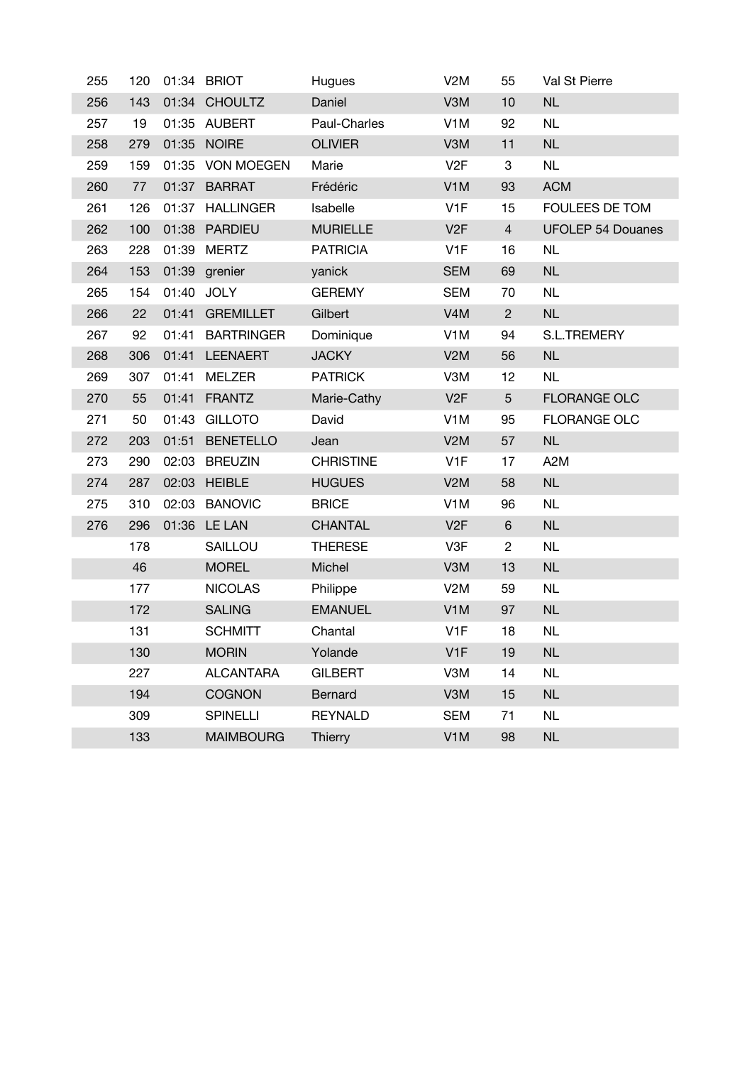| | | | | | | | |
|---|---|---|---|---|---|---|---|
| 255 | 120 | 01:34 | BRIOT | Hugues | V2M | 55 | Val St Pierre |
| 256 | 143 | 01:34 | CHOULTZ | Daniel | V3M | 10 | NL |
| 257 | 19 | 01:35 | AUBERT | Paul-Charles | V1M | 92 | NL |
| 258 | 279 | 01:35 | NOIRE | OLIVIER | V3M | 11 | NL |
| 259 | 159 | 01:35 | VON MOEGEN | Marie | V2F | 3 | NL |
| 260 | 77 | 01:37 | BARRAT | Frédéric | V1M | 93 | ACM |
| 261 | 126 | 01:37 | HALLINGER | Isabelle | V1F | 15 | FOULEES DE TOM |
| 262 | 100 | 01:38 | PARDIEU | MURIELLE | V2F | 4 | UFOLEP 54 Douanes |
| 263 | 228 | 01:39 | MERTZ | PATRICIA | V1F | 16 | NL |
| 264 | 153 | 01:39 | grenier | yanick | SEM | 69 | NL |
| 265 | 154 | 01:40 | JOLY | GEREMY | SEM | 70 | NL |
| 266 | 22 | 01:41 | GREMILLET | Gilbert | V4M | 2 | NL |
| 267 | 92 | 01:41 | BARTRINGER | Dominique | V1M | 94 | S.L.TREMERY |
| 268 | 306 | 01:41 | LEENAERT | JACKY | V2M | 56 | NL |
| 269 | 307 | 01:41 | MELZER | PATRICK | V3M | 12 | NL |
| 270 | 55 | 01:41 | FRANTZ | Marie-Cathy | V2F | 5 | FLORANGE OLC |
| 271 | 50 | 01:43 | GILLOTO | David | V1M | 95 | FLORANGE OLC |
| 272 | 203 | 01:51 | BENETELLO | Jean | V2M | 57 | NL |
| 273 | 290 | 02:03 | BREUZIN | CHRISTINE | V1F | 17 | A2M |
| 274 | 287 | 02:03 | HEIBLE | HUGUES | V2M | 58 | NL |
| 275 | 310 | 02:03 | BANOVIC | BRICE | V1M | 96 | NL |
| 276 | 296 | 01:36 | LE LAN | CHANTAL | V2F | 6 | NL |
| | 178 | | SAILLOU | THERESE | V3F | 2 | NL |
| | 46 | | MOREL | Michel | V3M | 13 | NL |
| | 177 | | NICOLAS | Philippe | V2M | 59 | NL |
| | 172 | | SALING | EMANUEL | V1M | 97 | NL |
| | 131 | | SCHMITT | Chantal | V1F | 18 | NL |
| | 130 | | MORIN | Yolande | V1F | 19 | NL |
| | 227 | | ALCANTARA | GILBERT | V3M | 14 | NL |
| | 194 | | COGNON | Bernard | V3M | 15 | NL |
| | 309 | | SPINELLI | REYNALD | SEM | 71 | NL |
| | 133 | | MAIMBOURG | Thierry | V1M | 98 | NL |